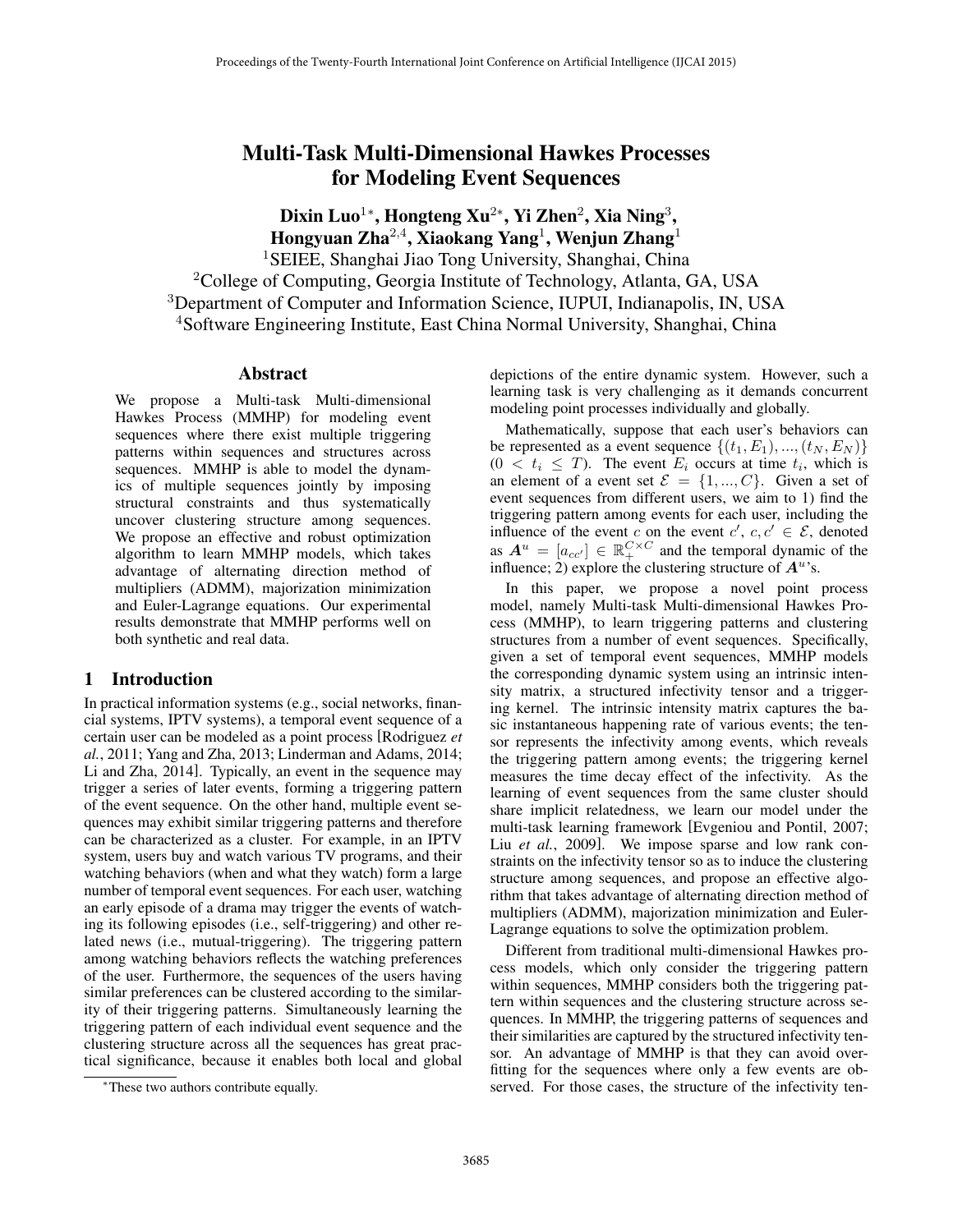# Multi-Task Multi-Dimensional Hawkes Processes for Modeling Event Sequences

**Dixin Luo[1*], Hongteng Xu[2*], Yi Zhen[2], Xia Ning[3], Hongyuan Zha[2,4], Xiaokang Yang[1], Wenjun Zhang[1]**

[1]SEIEE, Shanghai Jiao Tong University, Shanghai, China
[2]College of Computing, Georgia Institute of Technology, Atlanta, GA, USA
[3]Department of Computer and Information Science, IUPUI, Indianapolis, IN, USA
[4]Software Engineering Institute, East China Normal University, Shanghai, China

## Abstract

We propose a Multi-task Multi-dimensional Hawkes Process (MMHP) for modeling event sequences where there exist multiple triggering patterns within sequences and structures across sequences. MMHP is able to model the dynamics of multiple sequences jointly by imposing structural constraints and thus systematically uncover clustering structure among sequences. We propose an effective and robust optimization algorithm to learn MMHP models, which takes advantage of alternating direction method of multipliers (ADMM), majorization minimization and Euler-Lagrange equations. Our experimental results demonstrate that MMHP performs well on both synthetic and real data.

## 1 Introduction

In practical information systems (e.g., social networks, financial systems, IPTV systems), a temporal event sequence of a certain user can be modeled as a point process [Rodriguez *et al.*, 2011; Yang and Zha, 2013; Linderman and Adams, 2014; Li and Zha, 2014]. Typically, an event in the sequence may trigger a series of later events, forming a triggering pattern of the event sequence. On the other hand, multiple event sequences may exhibit similar triggering patterns and therefore can be characterized as a cluster. For example, in an IPTV system, users buy and watch various TV programs, and their watching behaviors (when and what they watch) form a large number of temporal event sequences. For each user, watching an early episode of a drama may trigger the events of watching its following episodes (i.e., self-triggering) and other related news (i.e., mutual-triggering). The triggering pattern among watching behaviors reflects the watching preferences of the user. Furthermore, the sequences of the users having similar preferences can be clustered according to the similarity of their triggering patterns. Simultaneously learning the triggering pattern of each individual event sequence and the clustering structure across all the sequences has great practical significance, because it enables both local and global depictions of the entire dynamic system. However, such a learning task is very challenging as it demands concurrent modeling point processes individually and globally.

Mathematically, suppose that each user's behaviors can be represented as a event sequence $\{(t_1, E_1), ..., (t_N, E_N)\}$ ($0 < t_i \leq T$). The event $E_i$ occurs at time $t_i$, which is an element of a event set $\mathcal{E} = \{1, ..., C\}$. Given a set of event sequences from different users, we aim to 1) find the triggering pattern among events for each user, including the influence of the event $c$ on the event $c'$, $c, c' \in \mathcal{E}$, denoted as $\boldsymbol{A}^u = [a_{cc'}] \in \mathbb{R}_+^{C\times C}$ and the temporal dynamic of the influence; 2) explore the clustering structure of $\boldsymbol{A}^u$'s.

In this paper, we propose a novel point process model, namely Multi-task Multi-dimensional Hawkes Process (MMHP), to learn triggering patterns and clustering structures from a number of event sequences. Specifically, given a set of temporal event sequences, MMHP models the corresponding dynamic system using an intrinsic intensity matrix, a structured infectivity tensor and a triggering kernel. The intrinsic intensity matrix captures the basic instantaneous happening rate of various events; the tensor represents the infectivity among events, which reveals the triggering pattern among events; the triggering kernel measures the time decay effect of the infectivity. As the learning of event sequences from the same cluster should share implicit relatedness, we learn our model under the multi-task learning framework [Evgeniou and Pontil, 2007; Liu *et al.*, 2009]. We impose sparse and low rank constraints on the infectivity tensor so as to induce the clustering structure among sequences, and propose an effective algorithm that takes advantage of alternating direction method of multipliers (ADMM), majorization minimization and Euler-Lagrange equations to solve the optimization problem.

Different from traditional multi-dimensional Hawkes process models, which only consider the triggering pattern within sequences, MMHP considers both the triggering pattern within sequences and the clustering structure across sequences. In MMHP, the triggering patterns of sequences and their similarities are captured by the structured infectivity tensor. An advantage of MMHP is that they can avoid overfitting for the sequences where only a few events are observed. For those cases, the structure of the infectivity ten-

*These two authors contribute equally.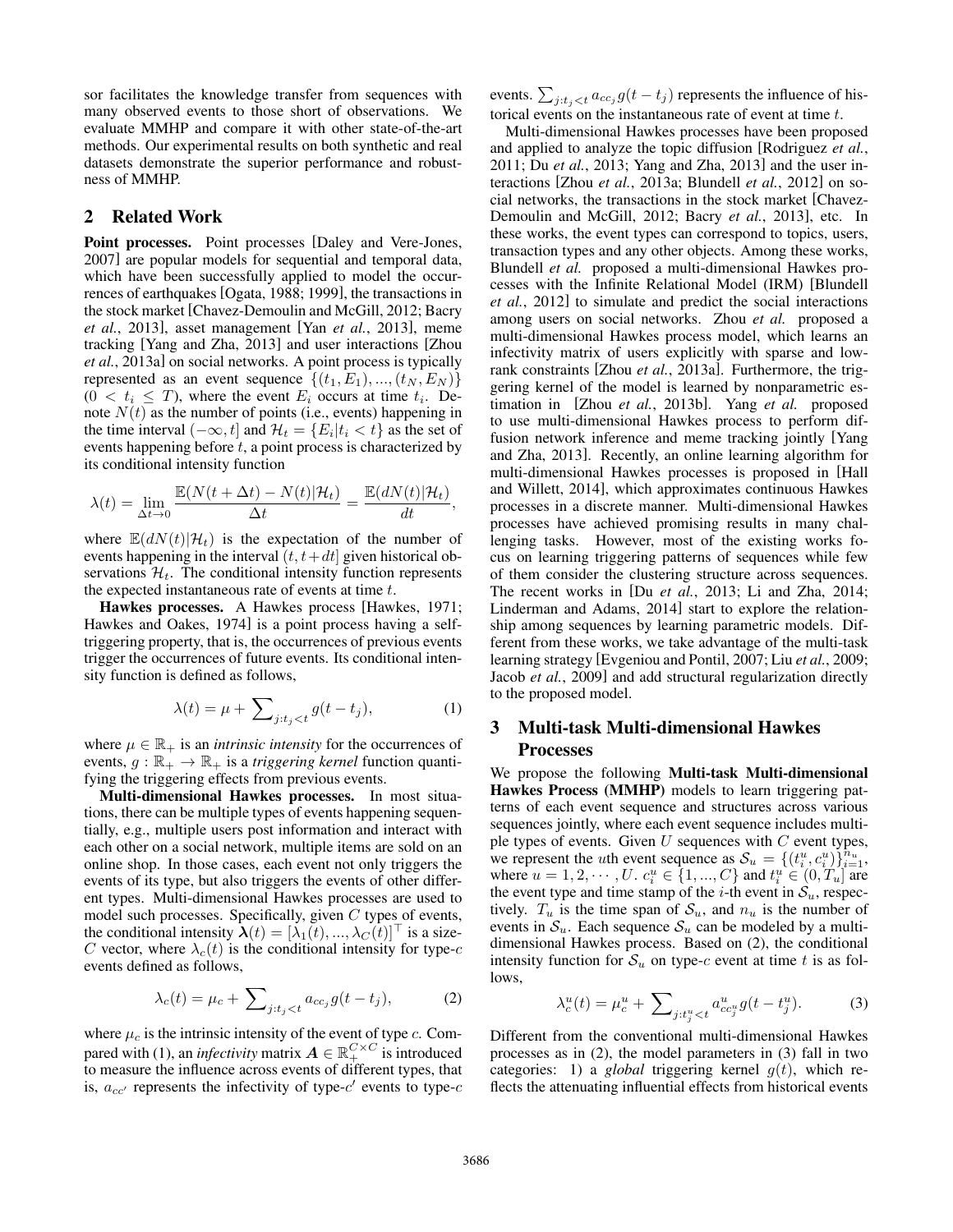sor facilitates the knowledge transfer from sequences with many observed events to those short of observations. We evaluate MMHP and compare it with other state-of-the-art methods. Our experimental results on both synthetic and real datasets demonstrate the superior performance and robustness of MMHP.

## 2 Related Work

**Point processes.** Point processes [Daley and Vere-Jones, 2007] are popular models for sequential and temporal data, which have been successfully applied to model the occurrences of earthquakes [Ogata, 1988; 1999], the transactions in the stock market [Chavez-Demoulin and McGill, 2012; Bacry *et al.*, 2013], asset management [Yan *et al.*, 2013], meme tracking [Yang and Zha, 2013] and user interactions [Zhou *et al.*, 2013a] on social networks. A point process is typically represented as an event sequence $\{(t_1, E_1), ..., (t_N, E_N)\}$ $(0 < t_i \leq T)$, where the event $E_i$ occurs at time $t_i$. Denote $N(t)$ as the number of points (i.e., events) happening in the time interval $(-\infty, t]$ and $\mathcal{H}_t = \{E_i | t_i < t\}$ as the set of events happening before $t$, a point process is characterized by its conditional intensity function

$$\lambda(t) = \lim_{\Delta t \to 0} \frac{\mathbb{E}(N(t+\Delta t) - N(t)|\mathcal{H}_t)}{\Delta t} = \frac{\mathbb{E}(dN(t)|\mathcal{H}_t)}{dt},$$

where $\mathbb{E}(dN(t)|\mathcal{H}_t)$ is the expectation of the number of events happening in the interval $(t, t+dt]$ given historical observations $\mathcal{H}_t$. The conditional intensity function represents the expected instantaneous rate of events at time $t$.

**Hawkes processes.** A Hawkes process [Hawkes, 1971; Hawkes and Oakes, 1974] is a point process having a self-triggering property, that is, the occurrences of previous events trigger the occurrences of future events. Its conditional intensity function is defined as follows,

$$\lambda(t) = \mu + \sum\nolimits_{j:t_j<t} g(t - t_j), \tag{1}$$

where $\mu \in \mathbb{R}_+$ is an *intrinsic intensity* for the occurrences of events, $g : \mathbb{R}_+ \to \mathbb{R}_+$ is a *triggering kernel* function quantifying the triggering effects from previous events.

**Multi-dimensional Hawkes processes.** In most situations, there can be multiple types of events happening sequentially, e.g., multiple users post information and interact with each other on a social network, multiple items are sold on an online shop. In those cases, each event not only triggers the events of its type, but also triggers the events of other different types. Multi-dimensional Hawkes processes are used to model such processes. Specifically, given $C$ types of events, the conditional intensity $\boldsymbol{\lambda}(t) = [\lambda_1(t), ..., \lambda_C(t)]^\top$ is a size-$C$ vector, where $\lambda_c(t)$ is the conditional intensity for type-$c$ events defined as follows,

$$\lambda_c(t) = \mu_c + \sum\nolimits_{j:t_j<t} a_{cc_j} g(t - t_j), \tag{2}$$

where $\mu_c$ is the intrinsic intensity of the event of type $c$. Compared with (1), an *infectivity* matrix $\boldsymbol{A} \in \mathbb{R}_+^{C \times C}$ is introduced to measure the influence across events of different types, that is, $a_{cc'}$ represents the infectivity of type-$c'$ events to type-$c$ events. $\sum_{j:t_j<t} a_{cc_j} g(t - t_j)$ represents the influence of historical events on the instantaneous rate of event at time $t$.

Multi-dimensional Hawkes processes have been proposed and applied to analyze the topic diffusion [Rodriguez *et al.*, 2011; Du *et al.*, 2013; Yang and Zha, 2013] and the user interactions [Zhou *et al.*, 2013a; Blundell *et al.*, 2012] on social networks, the transactions in the stock market [Chavez-Demoulin and McGill, 2012; Bacry *et al.*, 2013], etc. In these works, the event types can correspond to topics, users, transaction types and any other objects. Among these works, Blundell *et al.* proposed a multi-dimensional Hawkes process with the Infinite Relational Model (IRM) [Blundell *et al.*, 2012] to simulate and predict the social interactions among users on social networks. Zhou *et al.* proposed a multi-dimensional Hawkes process model, which learns an infectivity matrix of users explicitly with sparse and low-rank constraints [Zhou *et al.*, 2013a]. Furthermore, the triggering kernel of the model is learned by nonparametric estimation in [Zhou *et al.*, 2013b]. Yang *et al.* proposed to use multi-dimensional Hawkes process to perform diffusion network inference and meme tracking jointly [Yang and Zha, 2013]. Recently, an online learning algorithm for multi-dimensional Hawkes processes is proposed in [Hall and Willett, 2014], which approximates continuous Hawkes processes in a discrete manner. Multi-dimensional Hawkes processes have achieved promising results in many challenging tasks. However, most of the existing works focus on learning triggering patterns of sequences while few of them consider the clustering structure across sequences. The recent works in [Du *et al.*, 2013; Li and Zha, 2014; Linderman and Adams, 2014] start to explore the relationship among sequences by learning parametric models. Different from these works, we take advantage of the multi-task learning strategy [Evgeniou and Pontil, 2007; Liu *et al.*, 2009; Jacob *et al.*, 2009] and add structural regularization directly to the proposed model.

## 3 Multi-task Multi-dimensional Hawkes Processes

We propose the following **Multi-task Multi-dimensional Hawkes Process (MMHP)** models to learn triggering patterns of each event sequence and structures across various sequences jointly, where each event sequence includes multiple types of events. Given $U$ sequences with $C$ event types, we represent the $u$th event sequence as $\mathcal{S}_u = \{(t_i^u, c_i^u)\}_{i=1}^{n_u}$, where $u = 1, 2, \cdots, U$. $c_i^u \in \{1, ..., C\}$ and $t_i^u \in (0, T_u]$ are the event type and time stamp of the $i$-th event in $\mathcal{S}_u$, respectively. $T_u$ is the time span of $\mathcal{S}_u$, and $n_u$ is the number of events in $\mathcal{S}_u$. Each sequence $\mathcal{S}_u$ can be modeled by a multi-dimensional Hawkes process. Based on (2), the conditional intensity function for $\mathcal{S}_u$ on type-$c$ event at time $t$ is as follows,

$$\lambda_c^u(t) = \mu_c^u + \sum\nolimits_{j:t_j^u<t} a_{cc_j^u}^u g(t - t_j^u). \tag{3}$$

Different from the conventional multi-dimensional Hawkes processes as in (2), the model parameters in (3) fall in two categories: 1) a *global* triggering kernel $g(t)$, which reflects the attenuating influential effects from historical events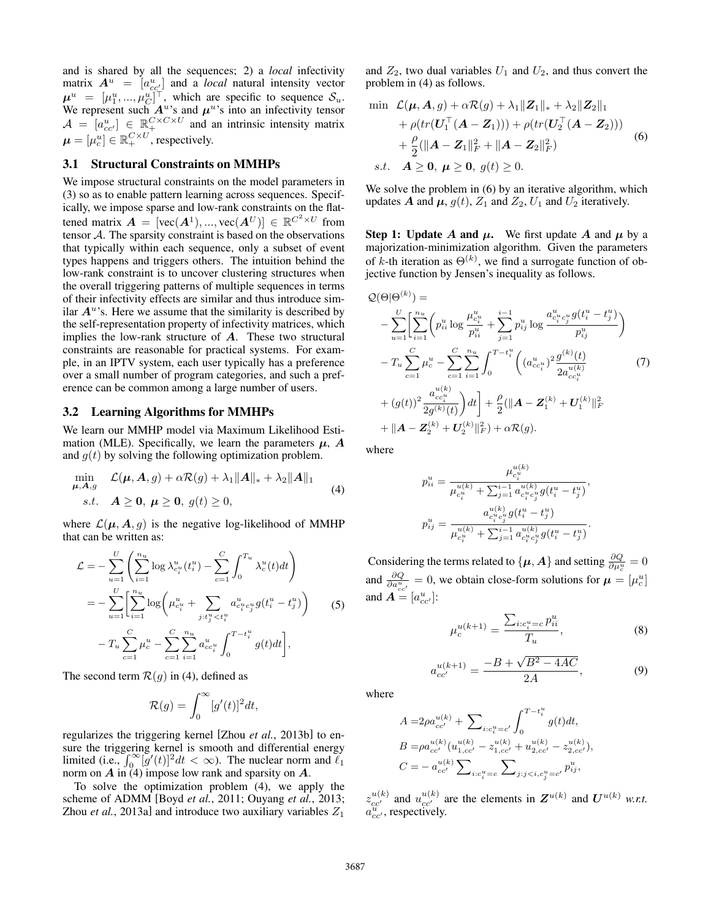and is shared by all the sequences; 2) a *local* infectivity matrix $\boldsymbol{A}^u = [a^u_{cc'}]$ and a *local* natural intensity vector $\boldsymbol{\mu}^u = [\mu^u_1, ..., \mu^u_C]^\top$, which are specific to sequence $\mathcal{S}_u$. We represent such $\boldsymbol{A}^u$'s and $\boldsymbol{\mu}^u$'s into an infectivity tensor $\mathcal{A} = [a^u_{cc'}] \in \mathbb{R}_+^{C\times C\times U}$ and an intrinsic intensity matrix $\boldsymbol{\mu} = [\mu^u_c] \in \mathbb{R}_+^{C\times U}$, respectively.

### 3.1 Structural Constraints on MMHPs

We impose structural constraints on the model parameters in (3) so as to enable pattern learning across sequences. Specifically, we impose sparse and low-rank constraints on the flattened matrix $\boldsymbol{A} = [\text{vec}(\boldsymbol{A}^1), ..., \text{vec}(\boldsymbol{A}^U)] \in \mathbb{R}^{C^2\times U}$ from tensor $\mathcal{A}$. The sparsity constraint is based on the observations that typically within each sequence, only a subset of event types happens and triggers others. The intuition behind the low-rank constraint is to uncover clustering structures when the overall triggering patterns of multiple sequences in terms of their infectivity effects are similar and thus introduce similar $\boldsymbol{A}^u$'s. Here we assume that the similarity is described by the self-representation property of infectivity matrices, which implies the low-rank structure of $\boldsymbol{A}$. These two structural constraints are reasonable for practical systems. For example, in an IPTV system, each user typically has a preference over a small number of program categories, and such a preference can be common among a large number of users.

### 3.2 Learning Algorithms for MMHPs

We learn our MMHP model via Maximum Likelihood Estimation (MLE). Specifically, we learn the parameters $\boldsymbol{\mu}$, $\boldsymbol{A}$ and $g(t)$ by solving the following optimization problem.

$$
\begin{aligned}
\min_{\boldsymbol{\mu},\boldsymbol{A},g} \quad & \mathcal{L}(\boldsymbol{\mu},\boldsymbol{A},g) + \alpha\mathcal{R}(g) + \lambda_1\|\boldsymbol{A}\|_* + \lambda_2\|\boldsymbol{A}\|_1 \\
s.t. \quad & \boldsymbol{A}\geq \boldsymbol{0},\ \boldsymbol{\mu}\geq\boldsymbol{0},\ g(t)\geq 0,
\end{aligned} \tag{4}
$$

where $\mathcal{L}(\boldsymbol{\mu},\boldsymbol{A},g)$ is the negative log-likelihood of MMHP that can be written as:

$$
\begin{aligned}
\mathcal{L} &= -\sum_{u=1}^{U}\left(\sum_{i=1}^{n_u}\log\lambda^u_{c^u_i}(t^u_i) - \sum_{c=1}^{C}\int_0^{T_u}\lambda^u_c(t)dt\right) \\
&= -\sum_{u=1}^{U}\Big[\sum_{i=1}^{n_u}\log\Big(\mu^u_{c^u_i} + \sum_{j:t^u_j<t^u_i} a^u_{c^u_i c^u_j} g(t^u_i - t^u_j)\Big) \\
&\quad - T_u\sum_{c=1}^{C}\mu^u_c - \sum_{c=1}^{C}\sum_{i=1}^{n_u} a^u_{cc^u_i}\int_0^{T-t^u_i} g(t)dt\Big],
\end{aligned} \tag{5}
$$

The second term $\mathcal{R}(g)$ in (4), defined as

$$
\mathcal{R}(g) = \int_0^\infty [g'(t)]^2 dt,
$$

regularizes the triggering kernel [Zhou *et al.*, 2013b] to ensure the triggering kernel is smooth and differential energy limited (i.e., $\int_0^\infty [g'(t)]^2dt < \infty$). The nuclear norm and $\ell_1$ norm on $\boldsymbol{A}$ in (4) impose low rank and sparsity on $\boldsymbol{A}$.

To solve the optimization problem (4), we apply the scheme of ADMM [Boyd *et al.*, 2011; Ouyang *et al.*, 2013; Zhou *et al.*, 2013a] and introduce two auxiliary variables $Z_1$ and $Z_2$, two dual variables $U_1$ and $U_2$, and thus convert the problem in (4) as follows.

$$
\begin{aligned}
\min \quad & \mathcal{L}(\boldsymbol{\mu},\boldsymbol{A},g) + \alpha\mathcal{R}(g) + \lambda_1\|\boldsymbol{Z}_1\|_* + \lambda_2\|\boldsymbol{Z}_2\|_1 \\
& + \rho(tr(\boldsymbol{U}_1^\top(\boldsymbol{A}-\boldsymbol{Z}_1))) + \rho(tr(\boldsymbol{U}_2^\top(\boldsymbol{A}-\boldsymbol{Z}_2))) \\
& + \frac{\rho}{2}(\|\boldsymbol{A}-\boldsymbol{Z}_1\|_F^2 + \|\boldsymbol{A}-\boldsymbol{Z}_2\|_F^2) \\
s.t. \quad & \boldsymbol{A}\geq\boldsymbol{0},\ \boldsymbol{\mu}\geq\boldsymbol{0},\ g(t)\geq 0.
\end{aligned} \tag{6}
$$

We solve the problem in (6) by an iterative algorithm, which updates $\boldsymbol{A}$ and $\boldsymbol{\mu}$, $g(t)$, $Z_1$ and $Z_2$, $U_1$ and $U_2$ iteratively.

**Step 1: Update $\boldsymbol{A}$ and $\boldsymbol{\mu}$.** We first update $\boldsymbol{A}$ and $\boldsymbol{\mu}$ by a majorization-minimization algorithm. Given the parameters of $k$-th iteration as $\Theta^{(k)}$, we find a surrogate function of objective function by Jensen's inequality as follows.

$$
\begin{aligned}
&\mathcal{Q}(\Theta|\Theta^{(k)}) = \\
&-\sum_{u=1}^{U}\Big[\sum_{i=1}^{n_u}\Big(p^u_{ii}\log\frac{\mu^u_{c^u_i}}{p^u_{ii}} + \sum_{j=1}^{i-1}p^u_{ij}\log\frac{a^u_{c^u_i c^u_j}g(t^u_i - t^u_j)}{p^u_{ij}}\Big) \\
&- T_u\sum_{c=1}^{C}\mu^u_c - \sum_{c=1}^{C}\sum_{i=1}^{n_u}\int_0^{T-t^u_i}\Big((a^u_{cc^u_i})^2\frac{g^{(k)}(t)}{2a^{u(k)}_{cc^u_i}} \\
&+ (g(t))^2\frac{a^{u(k)}_{cc^u_i}}{2g^{(k)}(t)}\Big)dt\Big] + \frac{\rho}{2}(\|\boldsymbol{A}-\boldsymbol{Z}_1^{(k)}+\boldsymbol{U}_1^{(k)}\|_F^2 \\
&+ \|\boldsymbol{A}-\boldsymbol{Z}_2^{(k)}+\boldsymbol{U}_2^{(k)}\|_F^2) + \alpha\mathcal{R}(g).
\end{aligned} \tag{7}
$$

where

$$
p^u_{ii} = \frac{\mu^{u(k)}_{c^u_i}}{\mu^{u(k)}_{c^u_i} + \sum_{j=1}^{i-1}a^{u(k)}_{c^u_i c^u_j}g(t^u_i - t^u_j)},
$$

$$
p^u_{ij} = \frac{a^{u(k)}_{c^u_i c^u_j}g(t^u_i - t^u_j)}{\mu^{u(k)}_{c^u_i} + \sum_{j=1}^{i-1}a^{u(k)}_{c^u_i c^u_j}g(t^u_i - t^u_j)}.
$$

Considering the terms related to $\{\boldsymbol{\mu},\boldsymbol{A}\}$ and setting $\frac{\partial Q}{\partial\mu^u_c} = 0$ and $\frac{\partial Q}{\partial a^u_{cc'}} = 0$, we obtain close-form solutions for $\boldsymbol{\mu} = [\mu^u_c]$ and $\boldsymbol{A} = [a^u_{cc'}]$:

$$
\mu^{u(k+1)}_c = \frac{\sum_{i:c^u_i=c}p^u_{ii}}{T_u}, \tag{8}
$$

$$
a^{u(k+1)}_{cc'} = \frac{-B+\sqrt{B^2-4AC}}{2A}, \tag{9}
$$

where

$$
\begin{aligned}
A &= 2\rho a^{u(k)}_{cc'} + \sum\nolimits_{i:c^u_i=c'}\int_0^{T-t^u_i}g(t)dt, \\
B &= \rho a^{u(k)}_{cc'}(u^{u(k)}_{1,cc'} - z^{u(k)}_{1,cc'} + u^{u(k)}_{2,cc'} - z^{u(k)}_{2,cc'}), \\
C &= -a^{u(k)}_{cc'}\sum\nolimits_{i:c^u_i=c}\sum\nolimits_{j:j<i,c^u_j=c'}p^u_{ij},
\end{aligned}
$$

$z^{u(k)}_{cc'}$ and $u^{u(k)}_{cc'}$ are the elements in $\boldsymbol{Z}^{u(k)}$ and $\boldsymbol{U}^{u(k)}$ *w.r.t.* $a^u_{cc'}$, respectively.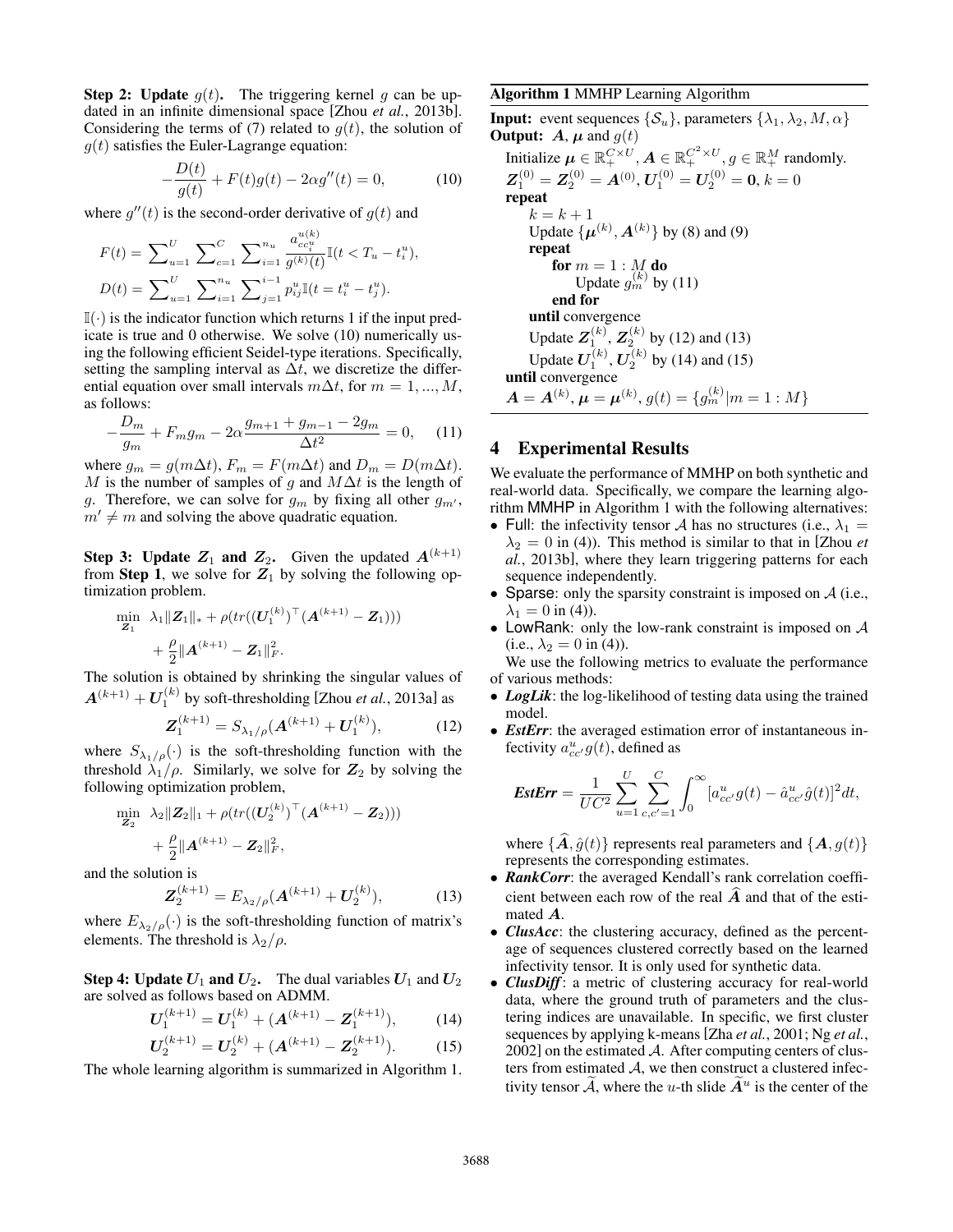**Step 2: Update $g(t)$.** The triggering kernel $g$ can be updated in an infinite dimensional space [Zhou *et al.*, 2013b]. Considering the terms of (7) related to $g(t)$, the solution of $g(t)$ satisfies the Euler-Lagrange equation:

$$-\frac{D(t)}{g(t)} + F(t)g(t) - 2\alpha g''(t) = 0, \tag{10}$$

where $g''(t)$ is the second-order derivative of $g(t)$ and

$$F(t) = \sum_{u=1}^{U} \sum_{c=1}^{C} \sum_{i=1}^{n_u} \frac{a_{cc_i^u}^{u(k)}}{g^{(k)}(t)} \mathbb{I}(t < T_u - t_i^u),$$

$$D(t) = \sum_{u=1}^{U} \sum_{i=1}^{n_u} \sum_{j=1}^{i-1} p_{ij}^u \mathbb{I}(t = t_i^u - t_j^u).$$

$\mathbb{I}(\cdot)$ is the indicator function which returns 1 if the input predicate is true and 0 otherwise. We solve (10) numerically using the following efficient Seidel-type iterations. Specifically, setting the sampling interval as $\Delta t$, we discretize the differential equation over small intervals $m\Delta t$, for $m = 1, ..., M$, as follows:

$$-\frac{D_m}{g_m} + F_m g_m - 2\alpha \frac{g_{m+1} + g_{m-1} - 2g_m}{\Delta t^2} = 0, \tag{11}$$

where $g_m = g(m\Delta t)$, $F_m = F(m\Delta t)$ and $D_m = D(m\Delta t)$. $M$ is the number of samples of $g$ and $M\Delta t$ is the length of $g$. Therefore, we can solve for $g_m$ by fixing all other $g_{m'}$, $m' \neq m$ and solving the above quadratic equation.

**Step 3: Update $\boldsymbol{Z}_1$ and $\boldsymbol{Z}_2$.** Given the updated $\boldsymbol{A}^{(k+1)}$ from **Step 1**, we solve for $\boldsymbol{Z}_1$ by solving the following optimization problem.

$$\min_{\boldsymbol{Z}_1} \ \lambda_1 \|\boldsymbol{Z}_1\|_* + \rho(tr((\boldsymbol{U}_1^{(k)})^\top (\boldsymbol{A}^{(k+1)} - \boldsymbol{Z}_1))) + \frac{\rho}{2}\|\boldsymbol{A}^{(k+1)} - \boldsymbol{Z}_1\|_F^2.$$

The solution is obtained by shrinking the singular values of $\boldsymbol{A}^{(k+1)} + \boldsymbol{U}_1^{(k)}$ by soft-thresholding [Zhou *et al.*, 2013a] as

$$\boldsymbol{Z}_1^{(k+1)} = S_{\lambda_1/\rho}(\boldsymbol{A}^{(k+1)} + \boldsymbol{U}_1^{(k)}), \tag{12}$$

where $S_{\lambda_1/\rho}(\cdot)$ is the soft-thresholding function with the threshold $\lambda_1/\rho$. Similarly, we solve for $\boldsymbol{Z}_2$ by solving the following optimization problem,

$$\min_{\boldsymbol{Z}_2} \ \lambda_2 \|\boldsymbol{Z}_2\|_1 + \rho(tr((\boldsymbol{U}_2^{(k)})^\top (\boldsymbol{A}^{(k+1)} - \boldsymbol{Z}_2))) + \frac{\rho}{2}\|\boldsymbol{A}^{(k+1)} - \boldsymbol{Z}_2\|_F^2,$$

and the solution is

$$\boldsymbol{Z}_2^{(k+1)} = E_{\lambda_2/\rho}(\boldsymbol{A}^{(k+1)} + \boldsymbol{U}_2^{(k)}), \tag{13}$$

where $E_{\lambda_2/\rho}(\cdot)$ is the soft-thresholding function of matrix's elements. The threshold is $\lambda_2/\rho$.

**Step 4: Update $\boldsymbol{U}_1$ and $\boldsymbol{U}_2$.** The dual variables $\boldsymbol{U}_1$ and $\boldsymbol{U}_2$ are solved as follows based on ADMM.

$$\boldsymbol{U}_1^{(k+1)} = \boldsymbol{U}_1^{(k)} + (\boldsymbol{A}^{(k+1)} - \boldsymbol{Z}_1^{(k+1)}), \tag{14}$$

$$\boldsymbol{U}_2^{(k+1)} = \boldsymbol{U}_2^{(k)} + (\boldsymbol{A}^{(k+1)} - \boldsymbol{Z}_2^{(k+1)}). \tag{15}$$

The whole learning algorithm is summarized in Algorithm 1.

**Algorithm 1** MMHP Learning Algorithm

**Input:** event sequences $\{\mathcal{S}_u\}$, parameters $\{\lambda_1, \lambda_2, M, \alpha\}$
**Output:** $\boldsymbol{A}$, $\boldsymbol{\mu}$ and $g(t)$

```
Initialize μ ∈ R_+^{C×U}, A ∈ R_+^{C²×U}, g ∈ R_+^M randomly.
Z_1^(0) = Z_2^(0) = A^(0), U_1^(0) = U_2^(0) = 0, k = 0
repeat
    k = k + 1
    Update {μ^(k), A^(k)} by (8) and (9)
    repeat
        for m = 1 : M do
            Update g_m^(k) by (11)
        end for
    until convergence
    Update Z_1^(k), Z_2^(k) by (12) and (13)
    Update U_1^(k), U_2^(k) by (14) and (15)
until convergence
A = A^(k), μ = μ^(k), g(t) = {g_m^(k) | m = 1 : M}
```

## 4 Experimental Results

We evaluate the performance of MMHP on both synthetic and real-world data. Specifically, we compare the learning algorithm MMHP in Algorithm 1 with the following alternatives:

- Full: the infectivity tensor $\mathcal{A}$ has no structures (i.e., $\lambda_1 = \lambda_2 = 0$ in (4)). This method is similar to that in [Zhou *et al.*, 2013b], where they learn triggering patterns for each sequence independently.
- Sparse: only the sparsity constraint is imposed on $\mathcal{A}$ (i.e., $\lambda_1 = 0$ in (4)).
- LowRank: only the low-rank constraint is imposed on $\mathcal{A}$ (i.e., $\lambda_2 = 0$ in (4)).

We use the following metrics to evaluate the performance of various methods:

- ***LogLik***: the log-likelihood of testing data using the trained model.
- ***EstErr***: the averaged estimation error of instantaneous infectivity $a_{cc'}^u g(t)$, defined as

$$\textbf{\textit{EstErr}} = \frac{1}{UC^2} \sum_{u=1}^{U} \sum_{c,c'=1}^{C} \int_0^\infty [a_{cc'}^u g(t) - \hat{a}_{cc'}^u \hat{g}(t)]^2 dt,$$

  where $\{\widehat{\boldsymbol{A}}, \hat{g}(t)\}$ represents real parameters and $\{\boldsymbol{A}, g(t)\}$ represents the corresponding estimates.
- ***RankCorr***: the averaged Kendall's rank correlation coefficient between each row of the real $\widehat{\boldsymbol{A}}$ and that of the estimated $\boldsymbol{A}$.
- ***ClusAcc***: the clustering accuracy, defined as the percentage of sequences clustered correctly based on the learned infectivity tensor. It is only used for synthetic data.
- ***ClusDiff***: a metric of clustering accuracy for real-world data, where the ground truth of parameters and the clustering indices are unavailable. In specific, we first cluster sequences by applying k-means [Zha *et al.*, 2001; Ng *et al.*, 2002] on the estimated $\mathcal{A}$. After computing centers of clusters from estimated $\mathcal{A}$, we then construct a clustered infectivity tensor $\widetilde{\mathcal{A}}$, where the $u$-th slide $\widetilde{\boldsymbol{A}}^u$ is the center of the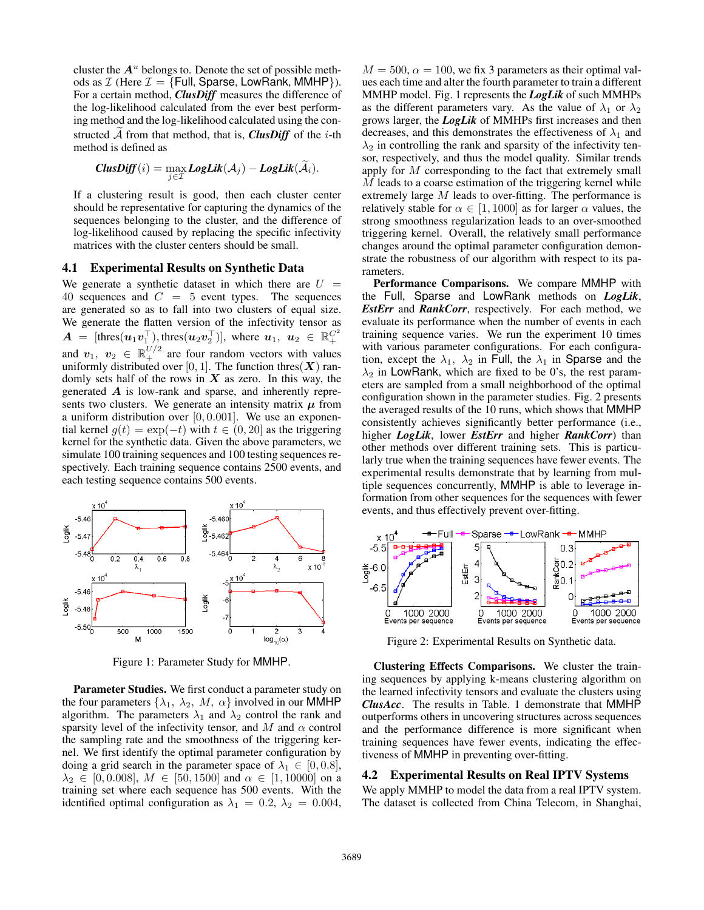cluster the $\boldsymbol{A}^u$ belongs to. Denote the set of possible methods as $\mathcal{I}$ (Here $\mathcal{I} = \{\text{Full}, \text{Sparse}, \text{LowRank}, \text{MMHP}\}$). For a certain method, ***ClusDiff*** measures the difference of the log-likelihood calculated from the ever best performing method and the log-likelihood calculated using the constructed $\widetilde{\mathcal{A}}$ from that method, that is, ***ClusDiff*** of the $i$-th method is defined as

$$\textit{ClusDiff}(i) = \max_{j \in \mathcal{I}} \textit{LogLik}(\mathcal{A}_j) - \textit{LogLik}(\widetilde{\mathcal{A}}_i).$$

If a clustering result is good, then each cluster center should be representative for capturing the dynamics of the sequences belonging to the cluster, and the difference of log-likelihood caused by replacing the specific infectivity matrices with the cluster centers should be small.

## 4.1 Experimental Results on Synthetic Data

We generate a synthetic dataset in which there are $U = 40$ sequences and $C = 5$ event types. The sequences are generated so as to fall into two clusters of equal size. We generate the flatten version of the infectivity tensor as $\boldsymbol{A} = [\text{thres}(\boldsymbol{u}_1\boldsymbol{v}_1^\top), \text{thres}(\boldsymbol{u}_2\boldsymbol{v}_2^\top)]$, where $\boldsymbol{u}_1, \boldsymbol{u}_2 \in \mathbb{R}_+^{C^2}$ and $\boldsymbol{v}_1, \boldsymbol{v}_2 \in \mathbb{R}_+^{U/2}$ are four random vectors with values uniformly distributed over $[0, 1]$. The function $\text{thres}(\boldsymbol{X})$ randomly sets half of the rows in $\boldsymbol{X}$ as zero. In this way, the generated $\boldsymbol{A}$ is low-rank and sparse, and inherently represents two clusters. We generate an intensity matrix $\boldsymbol{\mu}$ from a uniform distribution over $[0, 0.001]$. We use an exponential kernel $g(t) = \exp(-t)$ with $t \in (0, 20]$ as the triggering kernel for the synthetic data. Given the above parameters, we simulate 100 training sequences and 100 testing sequences respectively. Each training sequence contains 2500 events, and each testing sequence contains 500 events.

Figure 1: Parameter Study for MMHP.

**Parameter Studies.** We first conduct a parameter study on the four parameters $\{\lambda_1, \lambda_2, M, \alpha\}$ involved in our MMHP algorithm. The parameters $\lambda_1$ and $\lambda_2$ control the rank and sparsity level of the infectivity tensor, and $M$ and $\alpha$ control the sampling rate and the smoothness of the triggering kernel. We first identify the optimal parameter configuration by doing a grid search in the parameter space of $\lambda_1 \in [0, 0.8]$, $\lambda_2 \in [0, 0.008]$, $M \in [50, 1500]$ and $\alpha \in [1, 10000]$ on a training set where each sequence has 500 events. With the identified optimal configuration as $\lambda_1 = 0.2$, $\lambda_2 = 0.004$, $M = 500$, $\alpha = 100$, we fix 3 parameters as their optimal values each time and alter the fourth parameter to train a different MMHP model. Fig. 1 represents the ***LogLik*** of such MMHPs as the different parameters vary. As the value of $\lambda_1$ or $\lambda_2$ grows larger, the ***LogLik*** of MMHPs first increases and then decreases, and this demonstrates the effectiveness of $\lambda_1$ and $\lambda_2$ in controlling the rank and sparsity of the infectivity tensor, respectively, and thus the model quality. Similar trends apply for $M$ corresponding to the fact that extremely small $M$ leads to a coarse estimation of the triggering kernel while extremely large $M$ leads to over-fitting. The performance is relatively stable for $\alpha \in [1, 1000]$ as for larger $\alpha$ values, the strong smoothness regularization leads to an over-smoothed triggering kernel. Overall, the relatively small performance changes around the optimal parameter configuration demonstrate the robustness of our algorithm with respect to its parameters.

**Performance Comparisons.** We compare MMHP with the Full, Sparse and LowRank methods on ***LogLik***, ***EstErr*** and ***RankCorr***, respectively. For each method, we evaluate its performance when the number of events in each training sequence varies. We run the experiment 10 times with various parameter configurations. For each configuration, except the $\lambda_1$, $\lambda_2$ in Full, the $\lambda_1$ in Sparse and the $\lambda_2$ in LowRank, which are fixed to be 0's, the rest parameters are sampled from a small neighborhood of the optimal configuration shown in the parameter studies. Fig. 2 presents the averaged results of the 10 runs, which shows that MMHP consistently achieves significantly better performance (i.e., higher ***LogLik***, lower ***EstErr*** and higher ***RankCorr***) than other methods over different training sets. This is particularly true when the training sequences have fewer events. The experimental results demonstrate that by learning from multiple sequences concurrently, MMHP is able to leverage information from other sequences for the sequences with fewer events, and thus effectively prevent over-fitting.

Figure 2: Experimental Results on Synthetic data.

**Clustering Effects Comparisons.** We cluster the training sequences by applying k-means clustering algorithm on the learned infectivity tensors and evaluate the clusters using ***ClusAcc***. The results in Table. 1 demonstrate that MMHP outperforms others in uncovering structures across sequences and the performance difference is more significant when training sequences have fewer events, indicating the effectiveness of MMHP in preventing over-fitting.

## 4.2 Experimental Results on Real IPTV Systems

We apply MMHP to model the data from a real IPTV system. The dataset is collected from China Telecom, in Shanghai,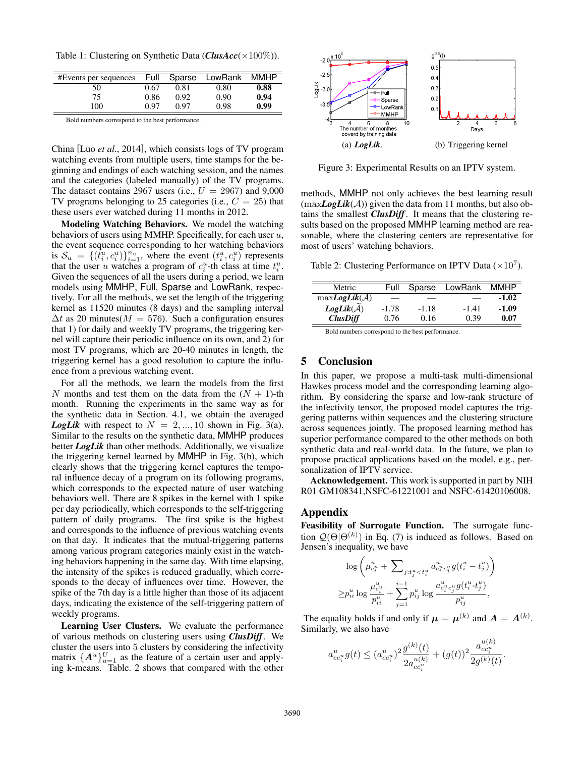Table 1: Clustering on Synthetic Data (***ClusAcc***($\times 100\%$)).

| #Events per sequences | Full | Sparse | LowRank | MMHP |
|---|---|---|---|---|
| 50 | 0.67 | 0.81 | 0.80 | **0.88** |
| 75 | 0.86 | 0.92 | 0.90 | **0.94** |
| 100 | 0.97 | 0.97 | 0.98 | **0.99** |

Bold numbers correspond to the best performance.

China [Luo *et al.*, 2014], which consists logs of TV program watching events from multiple users, time stamps for the beginning and endings of each watching session, and the names and the categories (labeled manually) of the TV programs. The dataset contains 2967 users (i.e., $U = 2967$) and 9,000 TV programs belonging to 25 categories (i.e., $C = 25$) that these users ever watched during 11 months in 2012.

**Modeling Watching Behaviors.** We model the watching behaviors of users using MMHP. Specifically, for each user $u$, the event sequence corresponding to her watching behaviors is $\mathcal{S}_u = \{(t_i^u, c_i^u)\}_{i=1}^{n_u}$, where the event $(t_i^u, c_i^u)$ represents that the user $u$ watches a program of $c_i^u$-th class at time $t_i^u$. Given the sequences of all the users during a period, we learn models using MMHP, Full, Sparse and LowRank, respectively. For all the methods, we set the length of the triggering kernel as 11520 minutes (8 days) and the sampling interval $\Delta t$ as 20 minutes($M = 576$). Such a configuration ensures that 1) for daily and weekly TV programs, the triggering kernel will capture their periodic influence on its own, and 2) for most TV programs, which are 20-40 minutes in length, the triggering kernel has a good resolution to capture the influence from a previous watching event.

For all the methods, we learn the models from the first $N$ months and test them on the data from the $(N + 1)$-th month. Running the experiments in the same way as for the synthetic data in Section. 4.1, we obtain the averaged ***LogLik*** with respect to $N = 2, ..., 10$ shown in Fig. 3(a). Similar to the results on the synthetic data, MMHP produces better ***LogLik*** than other methods. Additionally, we visualize the triggering kernel learned by MMHP in Fig. 3(b), which clearly shows that the triggering kernel captures the temporal influence decay of a program on its following programs, which corresponds to the expected nature of user watching behaviors well. There are 8 spikes in the kernel with 1 spike per day periodically, which corresponds to the self-triggering pattern of daily programs. The first spike is the highest and corresponds to the influence of previous watching events on that day. It indicates that the mutual-triggering patterns among various program categories mainly exist in the watching behaviors happening in the same day. With time elapsing, the intensity of the spikes is reduced gradually, which corresponds to the decay of influences over time. However, the spike of the 7th day is a little higher than those of its adjacent days, indicating the existence of the self-triggering pattern of weekly programs.

**Learning User Clusters.** We evaluate the performance of various methods on clustering users using ***ClusDiff***. We cluster the users into 5 clusters by considering the infectivity matrix $\{\boldsymbol{A}^u\}_{u=1}^U$ as the feature of a certain user and applying k-means. Table. 2 shows that compared with the other

(a) ***LogLik***. (b) Triggering kernel

Figure 3: Experimental Results on an IPTV system.

methods, MMHP not only achieves the best learning result ($\max$***LogLik***($\mathcal{A}$)) given the data from 11 months, but also obtains the smallest ***ClusDiff***. It means that the clustering results based on the proposed MMHP learning method are reasonable, where the clustering centers are representative for most of users' watching behaviors.

Table 2: Clustering Performance on IPTV Data ($\times 10^7$).

| Metric | Full | Sparse | LowRank | MMHP |
|---|---|---|---|---|
| $\max$***LogLik***($\mathcal{A}$) | — | — | — | **-1.02** |
| ***LogLik***($\hat{\mathcal{A}}$) | -1.78 | -1.18 | -1.41 | **-1.09** |
| ***ClusDiff*** | 0.76 | 0.16 | 0.39 | **0.07** |

Bold numbers correspond to the best performance.

## 5 Conclusion

In this paper, we propose a multi-task multi-dimensional Hawkes process model and the corresponding learning algorithm. By considering the sparse and low-rank structure of the infectivity tensor, the proposed model captures the triggering patterns within sequences and the clustering structure across sequences jointly. The proposed learning method has superior performance compared to the other methods on both synthetic data and real-world data. In the future, we plan to propose practical applications based on the model, e.g., personalization of IPTV service.

**Acknowledgement.** This work is supported in part by NIH R01 GM108341,NSFC-61221001 and NSFC-61420106008.

## Appendix

**Feasibility of Surrogate Function.** The surrogate function $\mathcal{Q}(\Theta|\Theta^{(k)})$ in Eq. (7) is induced as follows. Based on Jensen's inequality, we have

$$\log\left(\mu_{c_i^u}^u + \sum\nolimits_{j:t_j^u < t_i^u} a_{c_i^u c_j^u}^u g(t_i^u - t_j^u)\right)$$
$$\geq p_{ii}^u \log \frac{\mu_{c_i^u}^u}{p_{ii}^u} + \sum_{j=1}^{i-1} p_{ij}^u \log \frac{a_{c_i^u c_j^u}^u g(t_i^u \text{-} t_j^u)}{p_{ij}^u},$$

The equality holds if and only if $\boldsymbol{\mu} = \boldsymbol{\mu}^{(k)}$ and $\boldsymbol{A} = \boldsymbol{A}^{(k)}$. Similarly, we also have

$$a_{cc_i^u}^u g(t) \leq (a_{cc_i^u}^u)^2 \frac{g^{(k)}(t)}{2a_{cc_i^u}^{u(k)}} + (g(t))^2 \frac{a_{cc_i^u}^{u(k)}}{2g^{(k)}(t)}.$$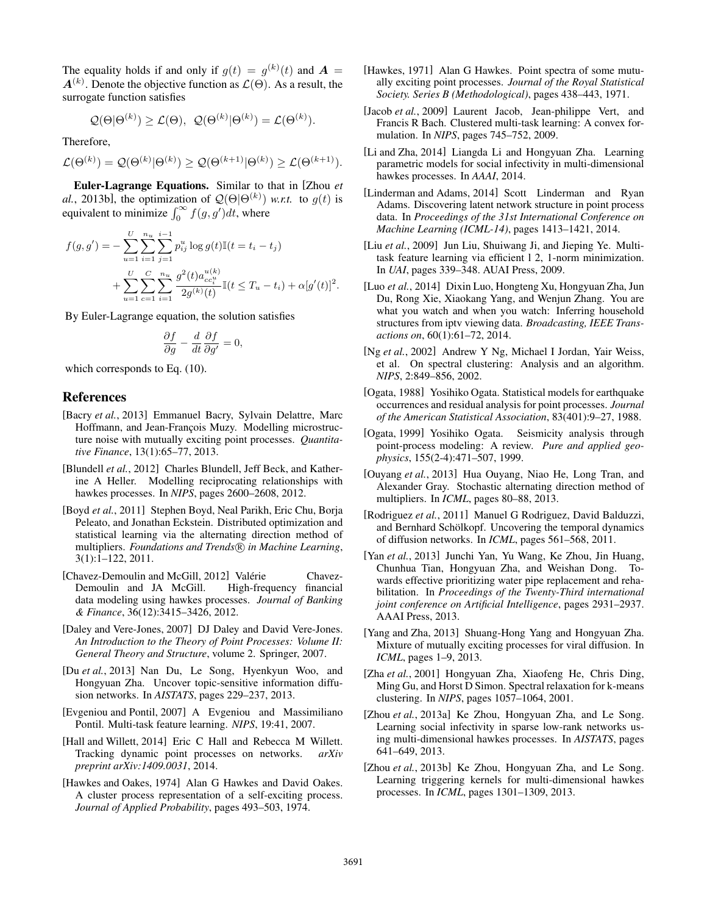The equality holds if and only if $g(t) = g^{(k)}(t)$ and $\boldsymbol{A} = \boldsymbol{A}^{(k)}$. Denote the objective function as $\mathcal{L}(\Theta)$. As a result, the surrogate function satisfies

$$\mathcal{Q}(\Theta|\Theta^{(k)}) \geq \mathcal{L}(\Theta), \;\; \mathcal{Q}(\Theta^{(k)}|\Theta^{(k)}) = \mathcal{L}(\Theta^{(k)}).$$

Therefore,

$$\mathcal{L}(\Theta^{(k)}) = \mathcal{Q}(\Theta^{(k)}|\Theta^{(k)}) \geq \mathcal{Q}(\Theta^{(k+1)}|\Theta^{(k)}) \geq \mathcal{L}(\Theta^{(k+1)}).$$

**Euler-Lagrange Equations.** Similar to that in [Zhou *et al.*, 2013b], the optimization of $\mathcal{Q}(\Theta|\Theta^{(k)})$ *w.r.t.* to $g(t)$ is equivalent to minimize $\int_0^\infty f(g, g')dt$, where

$$\begin{aligned} f(g, g') = &- \sum_{u=1}^{U}\sum_{i=1}^{n_u}\sum_{j=1}^{i-1} p_{ij}^u \log g(t) \mathbb{I}(t = t_i - t_j) \\ &+ \sum_{u=1}^{U}\sum_{c=1}^{C}\sum_{i=1}^{n_u} \frac{g^2(t) a_{cc_i^u}^{u(k)}}{2g^{(k)}(t)} \mathbb{I}(t \leq T_u - t_i) + \alpha[g'(t)]^2. \end{aligned}$$

By Euler-Lagrange equation, the solution satisfies

$$\frac{\partial f}{\partial g} - \frac{d}{dt}\frac{\partial f}{\partial g'} = 0,$$

which corresponds to Eq. (10).

## References

[Bacry *et al.*, 2013] Emmanuel Bacry, Sylvain Delattre, Marc Hoffmann, and Jean-François Muzy. Modelling microstructure noise with mutually exciting point processes. *Quantitative Finance*, 13(1):65–77, 2013.

[Blundell *et al.*, 2012] Charles Blundell, Jeff Beck, and Katherine A Heller. Modelling reciprocating relationships with hawkes processes. In *NIPS*, pages 2600–2608, 2012.

[Boyd *et al.*, 2011] Stephen Boyd, Neal Parikh, Eric Chu, Borja Peleato, and Jonathan Eckstein. Distributed optimization and statistical learning via the alternating direction method of multipliers. *Foundations and Trends® in Machine Learning*, 3(1):1–122, 2011.

[Chavez-Demoulin and McGill, 2012] Valérie Chavez-Demoulin and JA McGill. High-frequency financial data modeling using hawkes processes. *Journal of Banking & Finance*, 36(12):3415–3426, 2012.

[Daley and Vere-Jones, 2007] DJ Daley and David Vere-Jones. *An Introduction to the Theory of Point Processes: Volume II: General Theory and Structure*, volume 2. Springer, 2007.

[Du *et al.*, 2013] Nan Du, Le Song, Hyenkyun Woo, and Hongyuan Zha. Uncover topic-sensitive information diffusion networks. In *AISTATS*, pages 229–237, 2013.

[Evgeniou and Pontil, 2007] A Evgeniou and Massimiliano Pontil. Multi-task feature learning. *NIPS*, 19:41, 2007.

[Hall and Willett, 2014] Eric C Hall and Rebecca M Willett. Tracking dynamic point processes on networks. *arXiv preprint arXiv:1409.0031*, 2014.

[Hawkes and Oakes, 1974] Alan G Hawkes and David Oakes. A cluster process representation of a self-exciting process. *Journal of Applied Probability*, pages 493–503, 1974.

[Hawkes, 1971] Alan G Hawkes. Point spectra of some mutually exciting point processes. *Journal of the Royal Statistical Society. Series B (Methodological)*, pages 438–443, 1971.

[Jacob *et al.*, 2009] Laurent Jacob, Jean-philippe Vert, and Francis R Bach. Clustered multi-task learning: A convex formulation. In *NIPS*, pages 745–752, 2009.

[Li and Zha, 2014] Liangda Li and Hongyuan Zha. Learning parametric models for social infectivity in multi-dimensional hawkes processes. In *AAAI*, 2014.

[Linderman and Adams, 2014] Scott Linderman and Ryan Adams. Discovering latent network structure in point process data. In *Proceedings of the 31st International Conference on Machine Learning (ICML-14)*, pages 1413–1421, 2014.

[Liu *et al.*, 2009] Jun Liu, Shuiwang Ji, and Jieping Ye. Multi-task feature learning via efficient l 2, 1-norm minimization. In *UAI*, pages 339–348. AUAI Press, 2009.

[Luo *et al.*, 2014] Dixin Luo, Hongteng Xu, Hongyuan Zha, Jun Du, Rong Xie, Xiaokang Yang, and Wenjun Zhang. You are what you watch and when you watch: Inferring household structures from iptv viewing data. *Broadcasting, IEEE Transactions on*, 60(1):61–72, 2014.

[Ng *et al.*, 2002] Andrew Y Ng, Michael I Jordan, Yair Weiss, et al. On spectral clustering: Analysis and an algorithm. *NIPS*, 2:849–856, 2002.

[Ogata, 1988] Yosihiko Ogata. Statistical models for earthquake occurrences and residual analysis for point processes. *Journal of the American Statistical Association*, 83(401):9–27, 1988.

[Ogata, 1999] Yosihiko Ogata. Seismicity analysis through point-process modeling: A review. *Pure and applied geophysics*, 155(2-4):471–507, 1999.

[Ouyang *et al.*, 2013] Hua Ouyang, Niao He, Long Tran, and Alexander Gray. Stochastic alternating direction method of multipliers. In *ICML*, pages 80–88, 2013.

[Rodriguez *et al.*, 2011] Manuel G Rodriguez, David Balduzzi, and Bernhard Schölkopf. Uncovering the temporal dynamics of diffusion networks. In *ICML*, pages 561–568, 2011.

[Yan *et al.*, 2013] Junchi Yan, Yu Wang, Ke Zhou, Jin Huang, Chunhua Tian, Hongyuan Zha, and Weishan Dong. Towards effective prioritizing water pipe replacement and rehabilitation. In *Proceedings of the Twenty-Third international joint conference on Artificial Intelligence*, pages 2931–2937. AAAI Press, 2013.

[Yang and Zha, 2013] Shuang-Hong Yang and Hongyuan Zha. Mixture of mutually exciting processes for viral diffusion. In *ICML*, pages 1–9, 2013.

[Zha *et al.*, 2001] Hongyuan Zha, Xiaofeng He, Chris Ding, Ming Gu, and Horst D Simon. Spectral relaxation for k-means clustering. In *NIPS*, pages 1057–1064, 2001.

[Zhou *et al.*, 2013a] Ke Zhou, Hongyuan Zha, and Le Song. Learning social infectivity in sparse low-rank networks using multi-dimensional hawkes processes. In *AISTATS*, pages 641–649, 2013.

[Zhou *et al.*, 2013b] Ke Zhou, Hongyuan Zha, and Le Song. Learning triggering kernels for multi-dimensional hawkes processes. In *ICML*, pages 1301–1309, 2013.